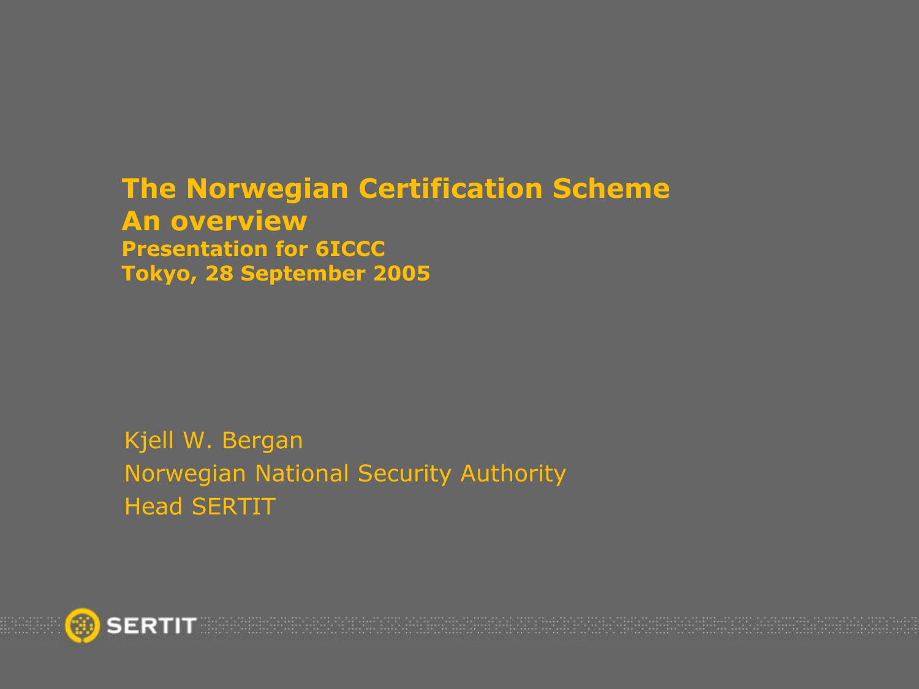# The Norwegian Certification Scheme
# An overview

**Presentation for 6ICCC**
**Tokyo, 28 September 2005**

Kjell W. Bergan
Norwegian National Security Authority
Head SERTIT

SERTIT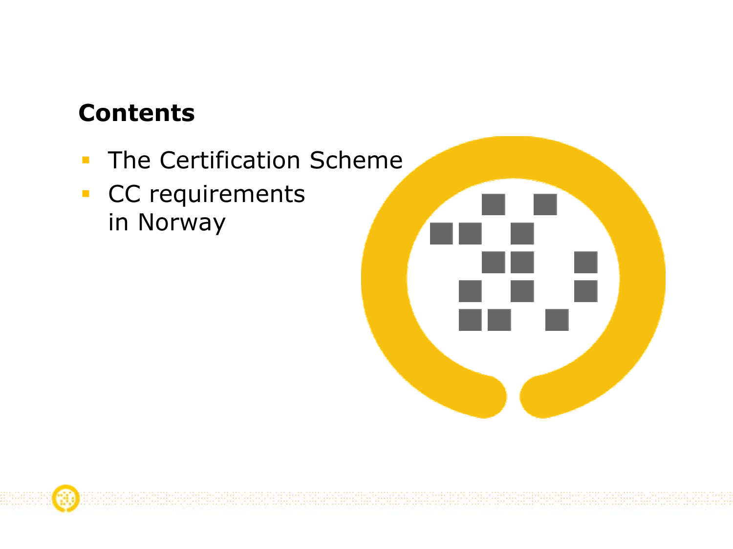## Contents

- The Certification Scheme
- CC requirements in Norway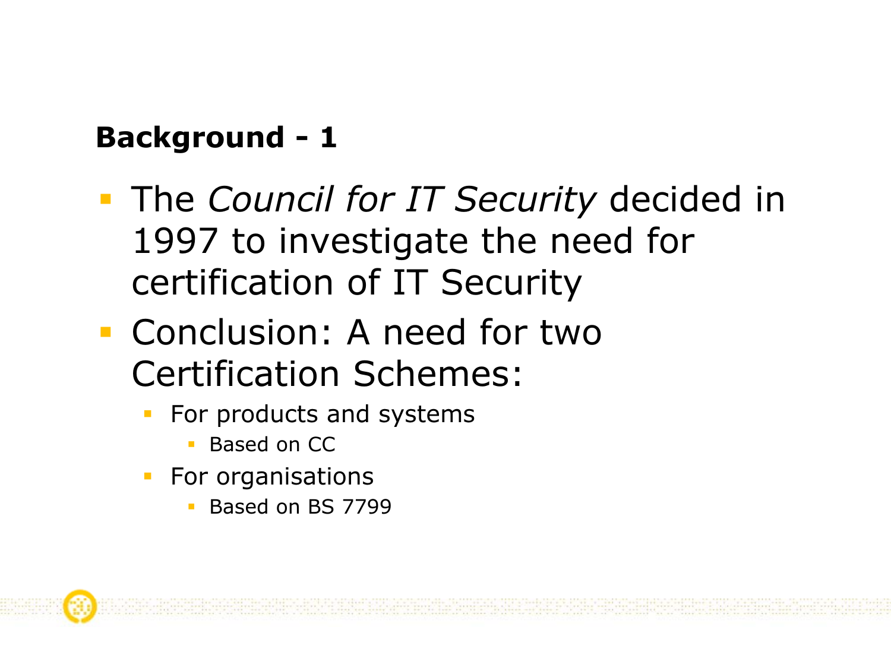## Background - 1

- The *Council for IT Security* decided in 1997 to investigate the need for certification of IT Security
- Conclusion: A need for two Certification Schemes:
  - For products and systems
    - Based on CC
  - For organisations
    - Based on BS 7799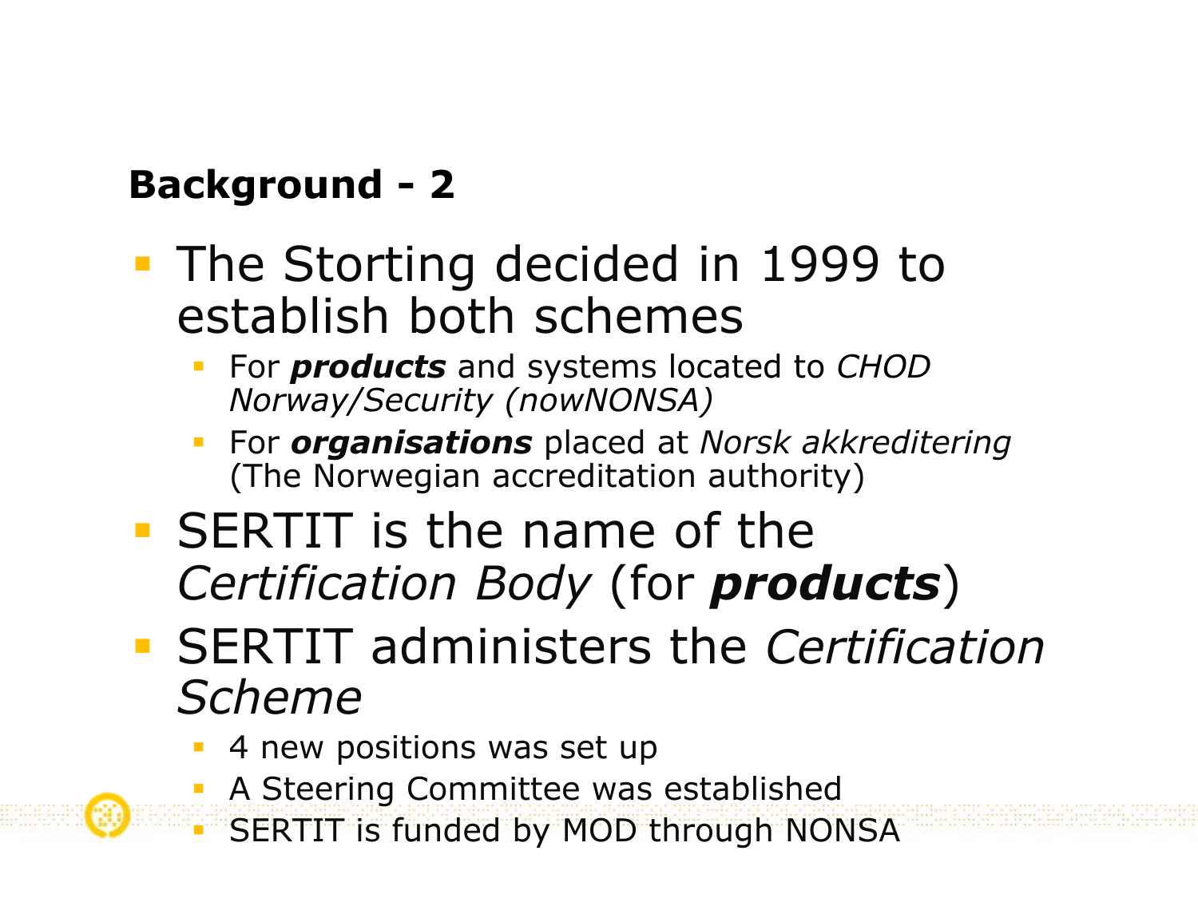## Background - 2

- The Storting decided in 1999 to establish both schemes
  - For ***products*** and systems located to *CHOD Norway/Security (nowNONSA)*
  - For ***organisations*** placed at *Norsk akkreditering* (The Norwegian accreditation authority)
- SERTIT is the name of the *Certification Body* (for ***products***)
- SERTIT administers the *Certification Scheme*
  - 4 new positions was set up
  - A Steering Committee was established
  - SERTIT is funded by MOD through NONSA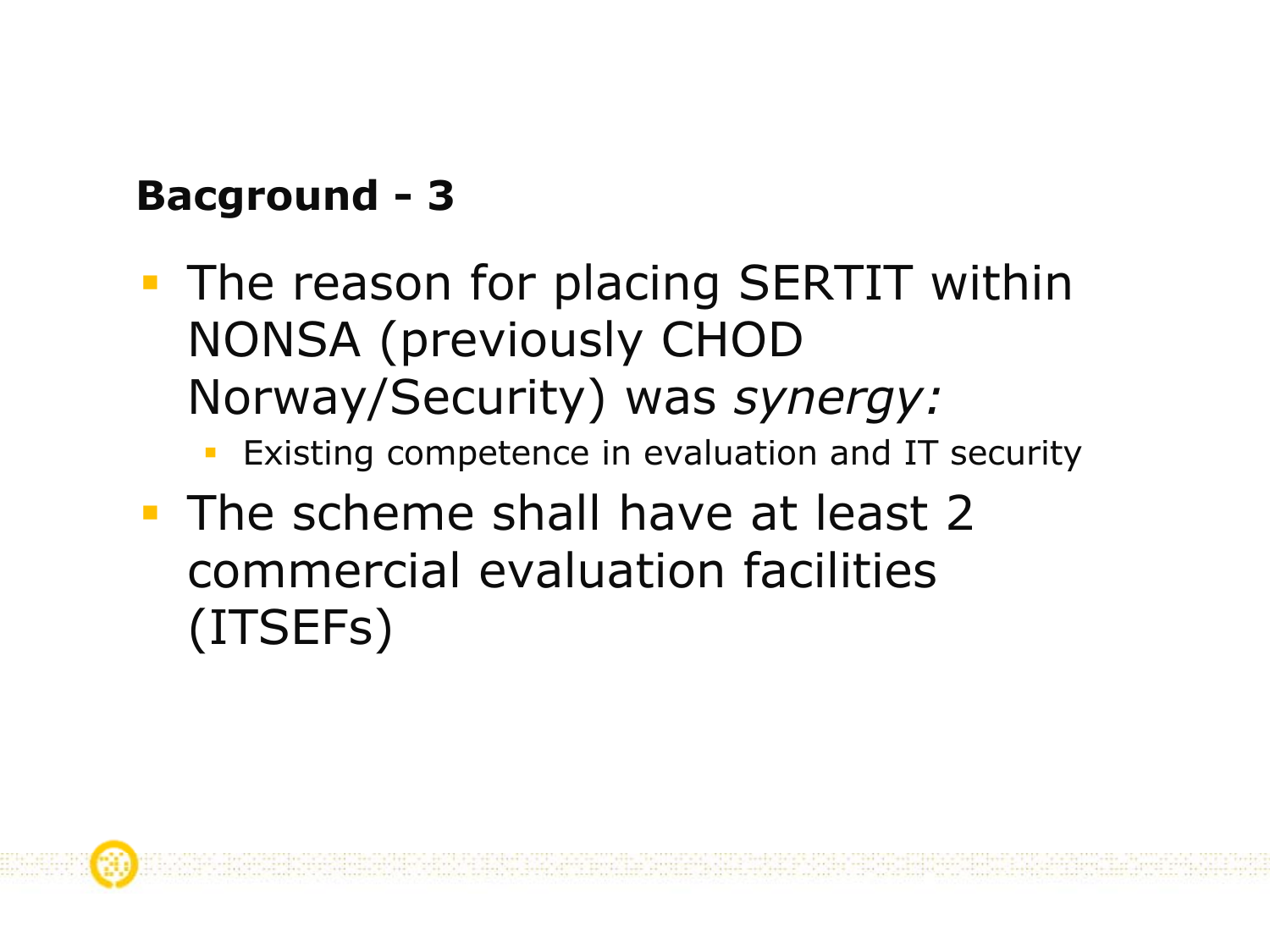## Bacground - 3

- The reason for placing SERTIT within NONSA (previously CHOD Norway/Security) was *synergy:*
  - Existing competence in evaluation and IT security
- The scheme shall have at least 2 commercial evaluation facilities (ITSEFs)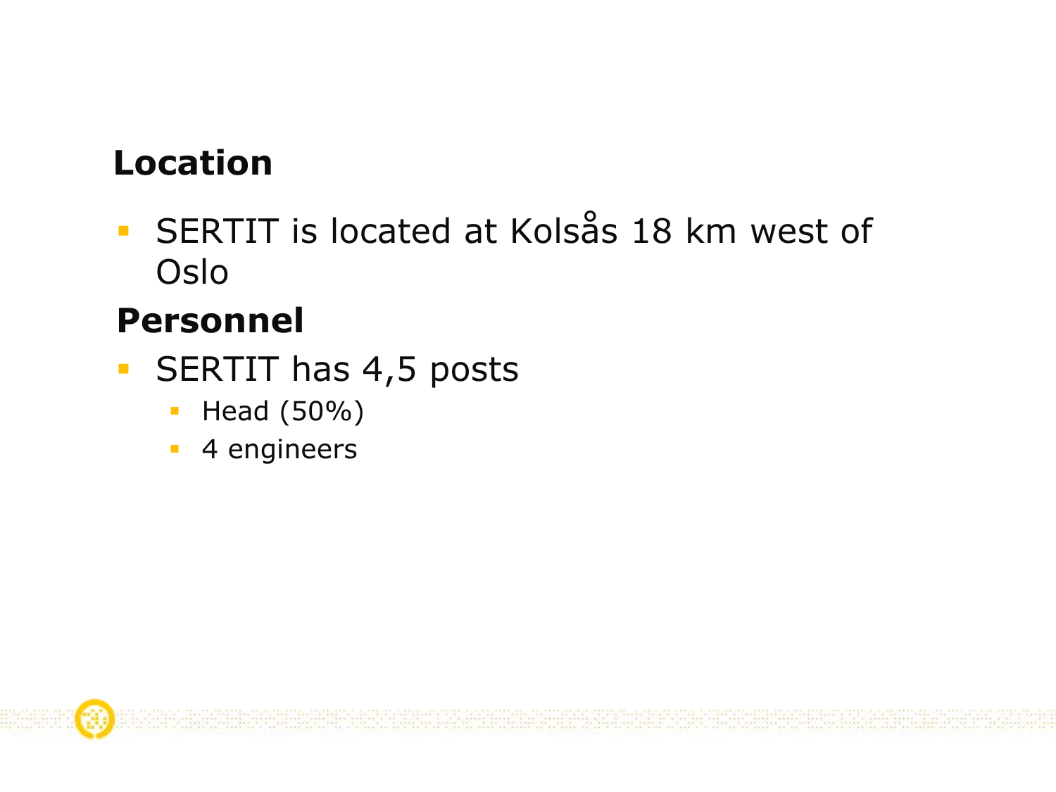## Location

- SERTIT is located at Kolsås 18 km west of Oslo

## Personnel

- SERTIT has 4,5 posts
  - Head (50%)
  - 4 engineers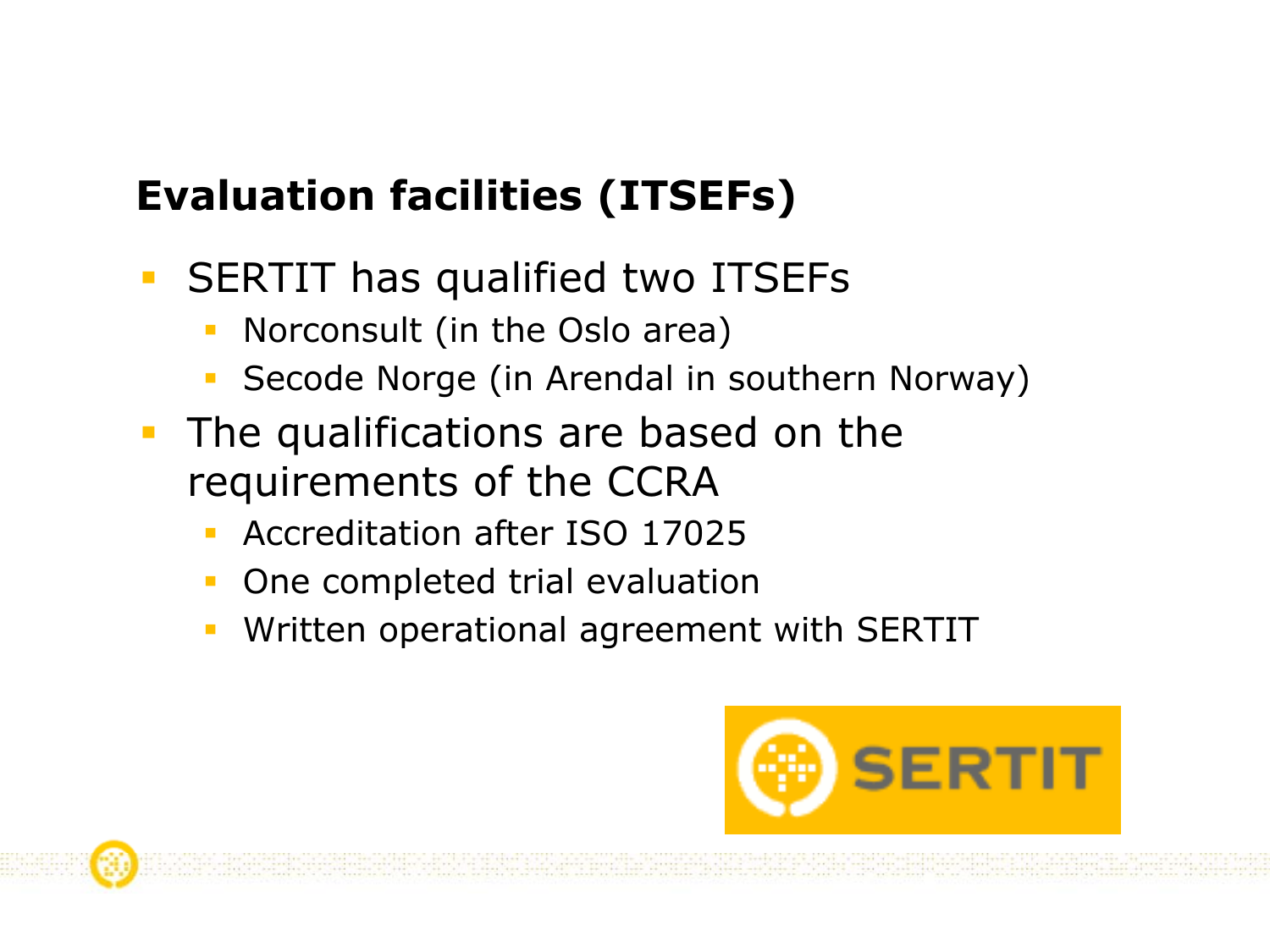## Evaluation facilities (ITSEFs)

- SERTIT has qualified two ITSEFs
  - Norconsult (in the Oslo area)
  - Secode Norge (in Arendal in southern Norway)
- The qualifications are based on the requirements of the CCRA
  - Accreditation after ISO 17025
  - One completed trial evaluation
  - Written operational agreement with SERTIT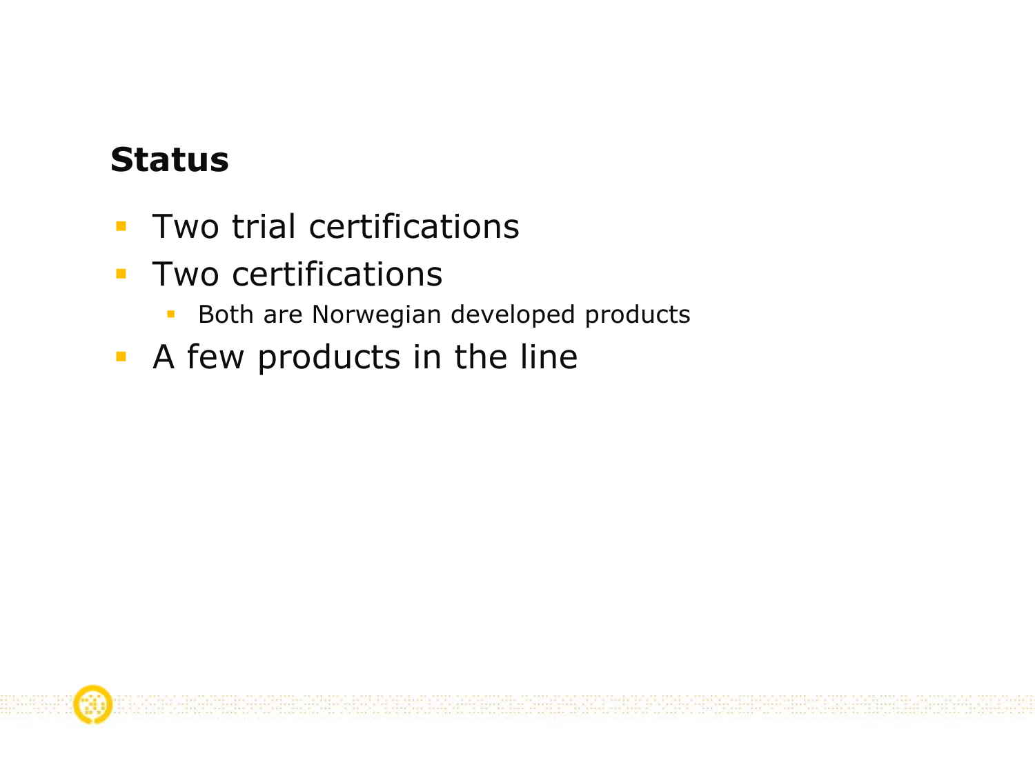## Status

- Two trial certifications
- Two certifications
  - Both are Norwegian developed products
- A few products in the line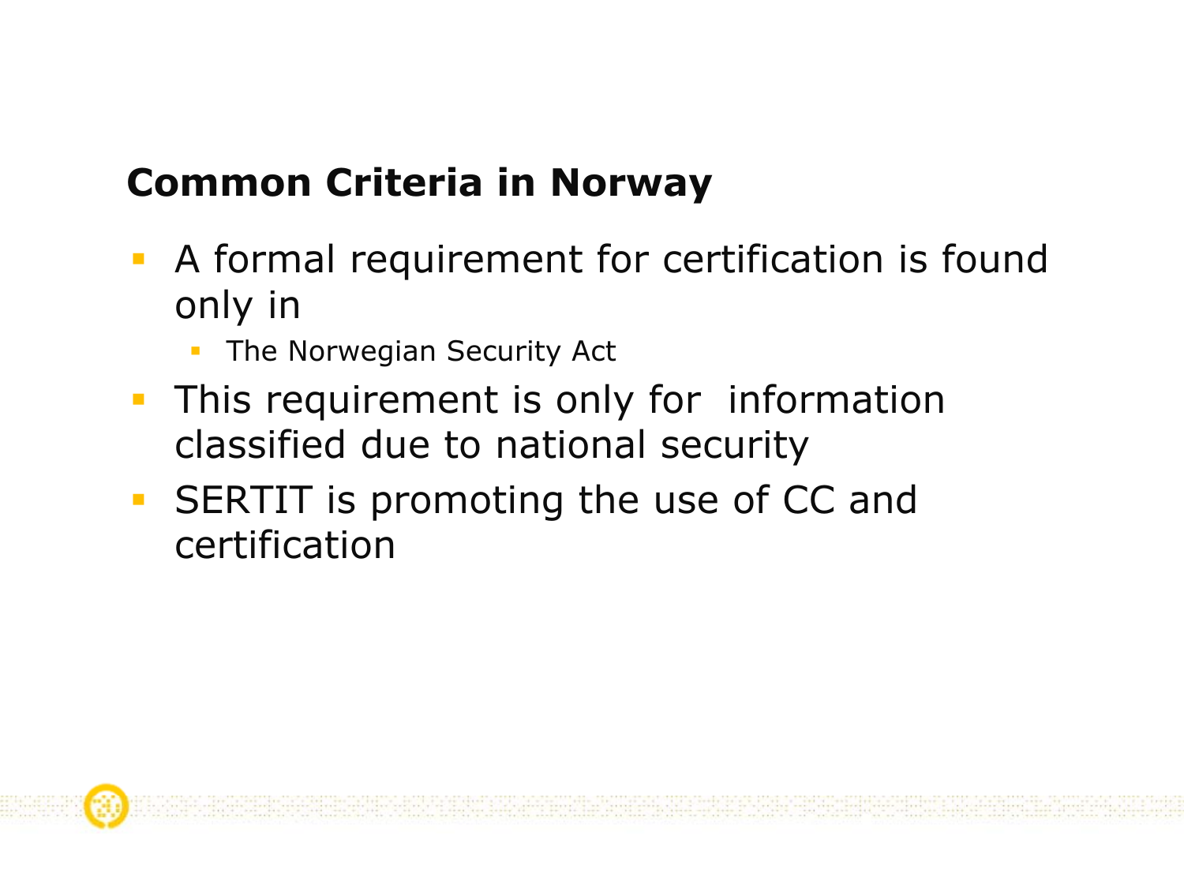## Common Criteria in Norway

- A formal requirement for certification is found only in
  - The Norwegian Security Act
- This requirement is only for information classified due to national security
- SERTIT is promoting the use of CC and certification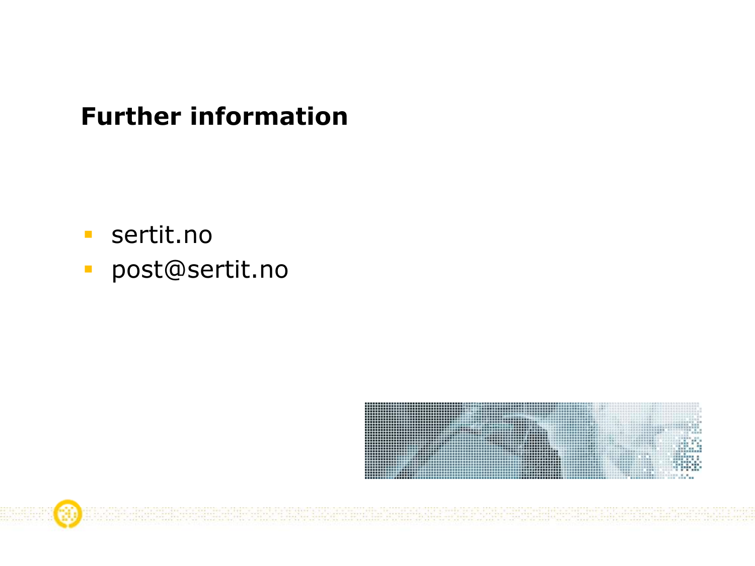# Further information

- sertit.no
- post@sertit.no